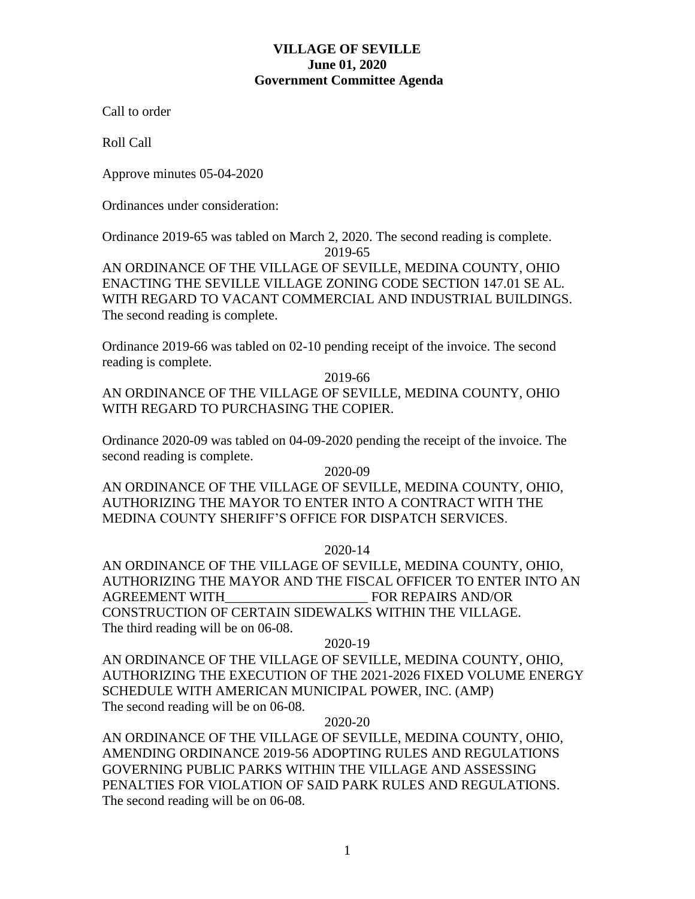**VILLAGE OF SEVILLE**
**June 01, 2020**
**Government Committee Agenda**

Call to order

Roll Call

Approve minutes 05-04-2020

Ordinances under consideration:

Ordinance 2019-65 was tabled on March 2, 2020. The second reading is complete.

2019-65

AN ORDINANCE OF THE VILLAGE OF SEVILLE, MEDINA COUNTY, OHIO ENACTING THE SEVILLE VILLAGE ZONING CODE SECTION 147.01 SE AL. WITH REGARD TO VACANT COMMERCIAL AND INDUSTRIAL BUILDINGS. The second reading is complete.

Ordinance 2019-66 was tabled on 02-10 pending receipt of the invoice. The second reading is complete.

2019-66

AN ORDINANCE OF THE VILLAGE OF SEVILLE, MEDINA COUNTY, OHIO WITH REGARD TO PURCHASING THE COPIER.

Ordinance 2020-09 was tabled on 04-09-2020 pending the receipt of the invoice. The second reading is complete.

2020-09

AN ORDINANCE OF THE VILLAGE OF SEVILLE, MEDINA COUNTY, OHIO, AUTHORIZING THE MAYOR TO ENTER INTO A CONTRACT WITH THE MEDINA COUNTY SHERIFF'S OFFICE FOR DISPATCH SERVICES.

2020-14

AN ORDINANCE OF THE VILLAGE OF SEVILLE, MEDINA COUNTY, OHIO, AUTHORIZING THE MAYOR AND THE FISCAL OFFICER TO ENTER INTO AN AGREEMENT WITH_____________________ FOR REPAIRS AND/OR CONSTRUCTION OF CERTAIN SIDEWALKS WITHIN THE VILLAGE.
The third reading will be on 06-08.

2020-19

AN ORDINANCE OF THE VILLAGE OF SEVILLE, MEDINA COUNTY, OHIO, AUTHORIZING THE EXECUTION OF THE 2021-2026 FIXED VOLUME ENERGY SCHEDULE WITH AMERICAN MUNICIPAL POWER, INC. (AMP)
The second reading will be on 06-08.

2020-20

AN ORDINANCE OF THE VILLAGE OF SEVILLE, MEDINA COUNTY, OHIO, AMENDING ORDINANCE 2019-56 ADOPTING RULES AND REGULATIONS GOVERNING PUBLIC PARKS WITHIN THE VILLAGE AND ASSESSING PENALTIES FOR VIOLATION OF SAID PARK RULES AND REGULATIONS.
The second reading will be on 06-08.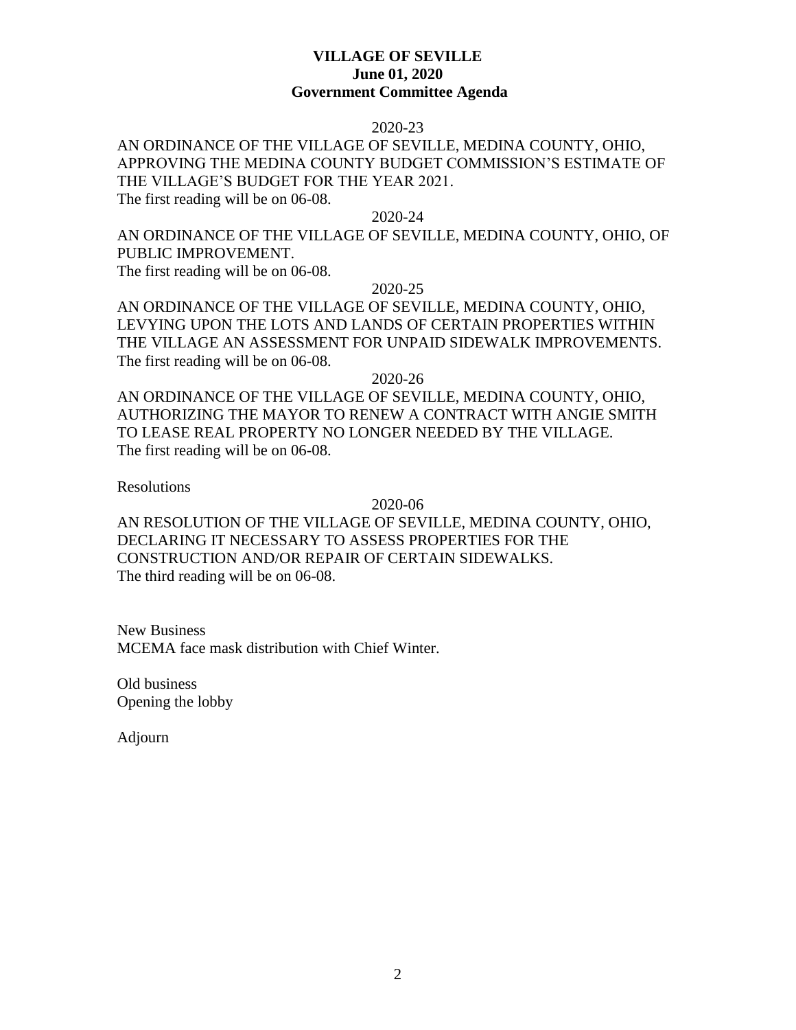**VILLAGE OF SEVILLE**
**June 01, 2020**
**Government Committee Agenda**

2020-23

AN ORDINANCE OF THE VILLAGE OF SEVILLE, MEDINA COUNTY, OHIO, APPROVING THE MEDINA COUNTY BUDGET COMMISSION'S ESTIMATE OF THE VILLAGE'S BUDGET FOR THE YEAR 2021.
The first reading will be on 06-08.

2020-24

AN ORDINANCE OF THE VILLAGE OF SEVILLE, MEDINA COUNTY, OHIO, OF PUBLIC IMPROVEMENT.
The first reading will be on 06-08.

2020-25

AN ORDINANCE OF THE VILLAGE OF SEVILLE, MEDINA COUNTY, OHIO, LEVYING UPON THE LOTS AND LANDS OF CERTAIN PROPERTIES WITHIN THE VILLAGE AN ASSESSMENT FOR UNPAID SIDEWALK IMPROVEMENTS.
The first reading will be on 06-08.

2020-26

AN ORDINANCE OF THE VILLAGE OF SEVILLE, MEDINA COUNTY, OHIO, AUTHORIZING THE MAYOR TO RENEW A CONTRACT WITH ANGIE SMITH TO LEASE REAL PROPERTY NO LONGER NEEDED BY THE VILLAGE.
The first reading will be on 06-08.

Resolutions

2020-06

AN RESOLUTION OF THE VILLAGE OF SEVILLE, MEDINA COUNTY, OHIO, DECLARING IT NECESSARY TO ASSESS PROPERTIES FOR THE CONSTRUCTION AND/OR REPAIR OF CERTAIN SIDEWALKS.
The third reading will be on 06-08.

New Business
MCEMA face mask distribution with Chief Winter.

Old business
Opening the lobby

Adjourn